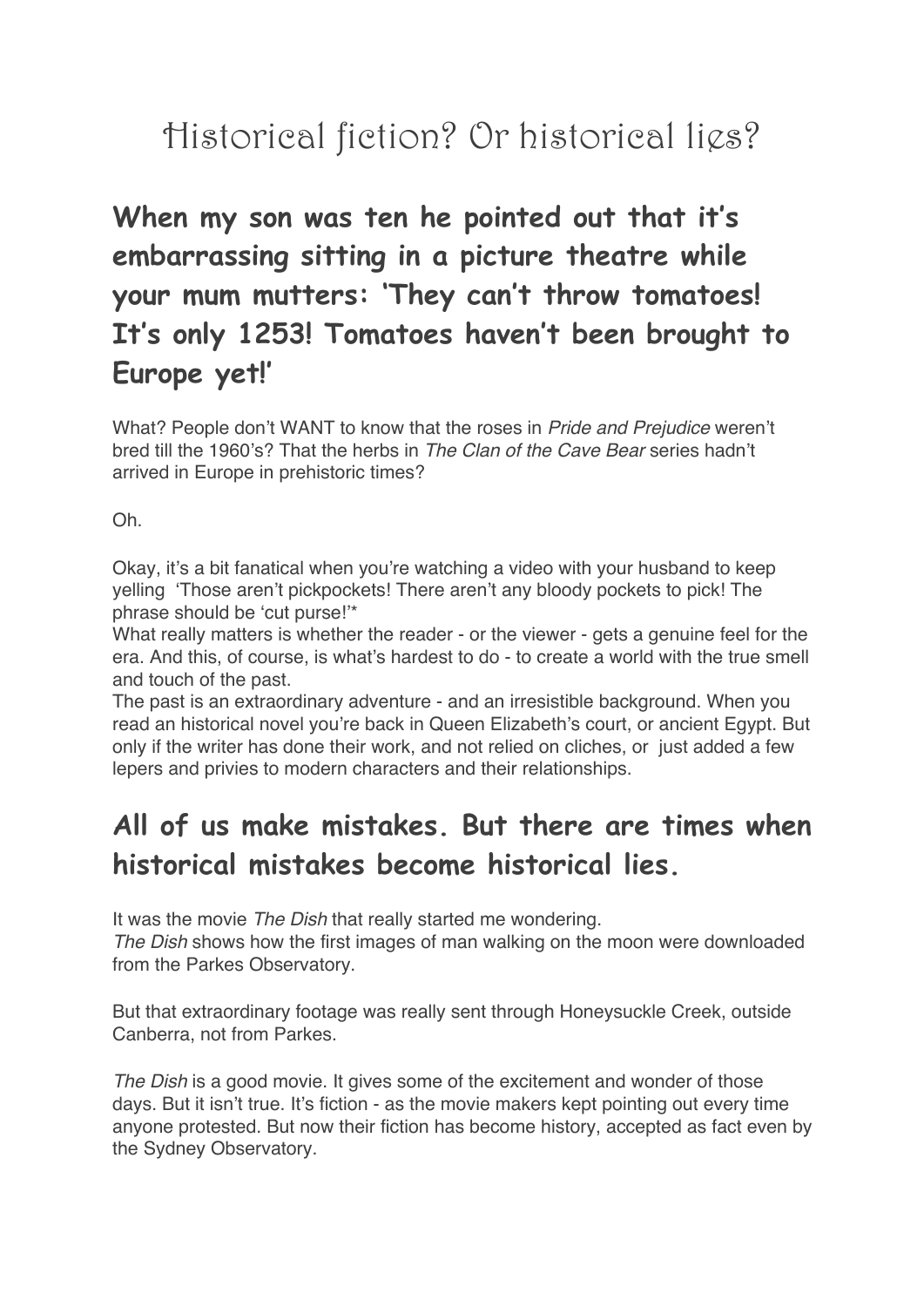# Historical fiction? Or historical lies?

## When my son was ten he pointed out that it's embarrassing sitting in a picture theatre while your mum mutters: 'They can't throw tomatoes! It's only 1253! Tomatoes haven't been brought to Europe yet!'

What? People don't WANT to know that the roses in *Pride and Prejudice* weren't bred till the 1960's? That the herbs in *The Clan of the Cave Bear* series hadn't arrived in Europe in prehistoric times?

Oh.

Okay, it's a bit fanatical when you're watching a video with your husband to keep yelling 'Those aren't pickpockets! There aren't any bloody pockets to pick! The phrase should be 'cut purse!'*
What really matters is whether the reader - or the viewer - gets a genuine feel for the era. And this, of course, is what's hardest to do - to create a world with the true smell and touch of the past.
The past is an extraordinary adventure - and an irresistible background. When you read an historical novel you're back in Queen Elizabeth's court, or ancient Egypt. But only if the writer has done their work, and not relied on cliches, or just added a few lepers and privies to modern characters and their relationships.

## All of us make mistakes. But there are times when historical mistakes become historical lies.

It was the movie *The Dish* that really started me wondering.
*The Dish* shows how the first images of man walking on the moon were downloaded from the Parkes Observatory.

But that extraordinary footage was really sent through Honeysuckle Creek, outside Canberra, not from Parkes.

*The Dish* is a good movie. It gives some of the excitement and wonder of those days. But it isn't true. It's fiction - as the movie makers kept pointing out every time anyone protested. But now their fiction has become history, accepted as fact even by the Sydney Observatory.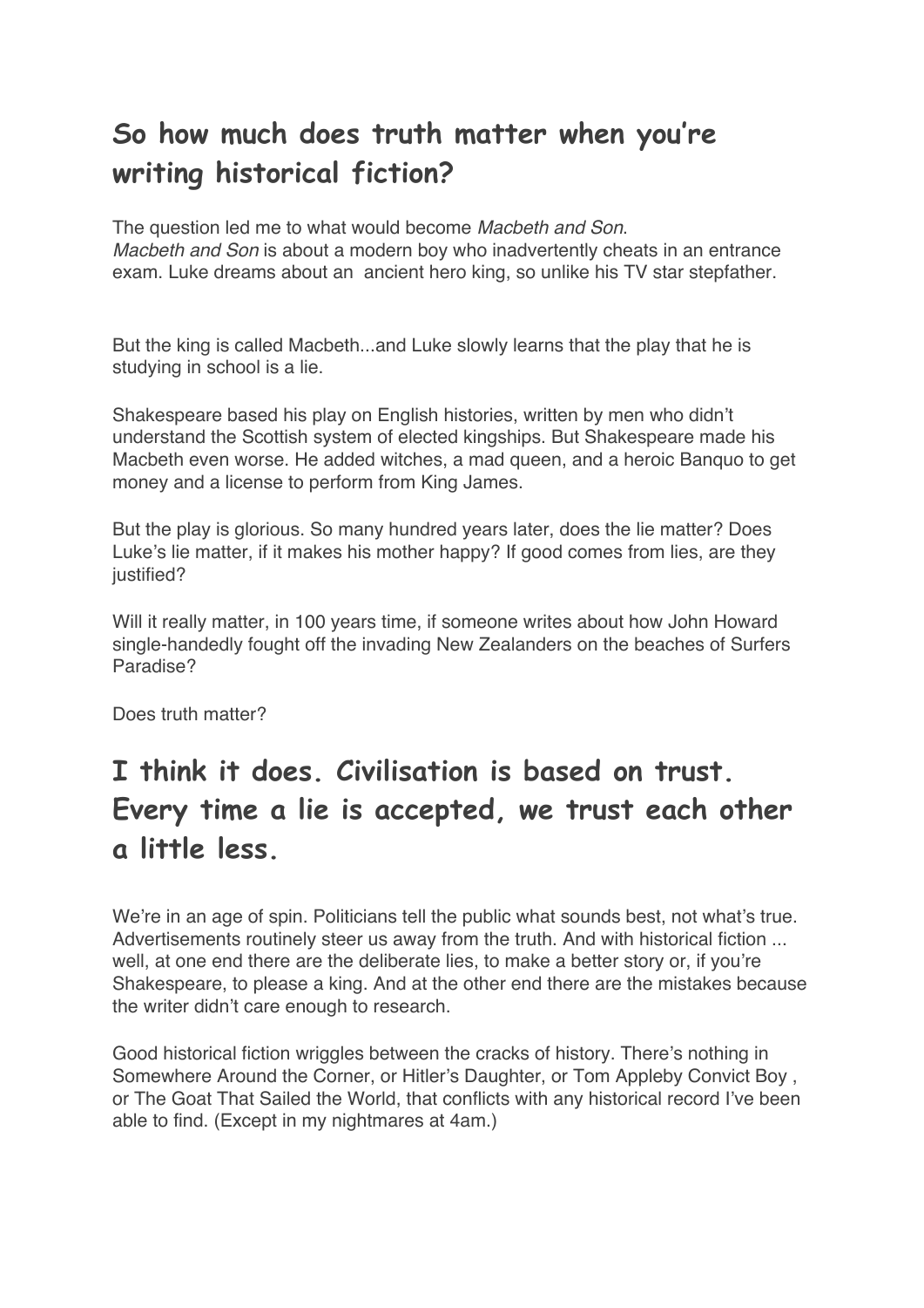## So how much does truth matter when you're writing historical fiction?

The question led me to what would become *Macbeth and Son*.
*Macbeth and Son* is about a modern boy who inadvertently cheats in an entrance exam. Luke dreams about an ancient hero king, so unlike his TV star stepfather.

But the king is called Macbeth...and Luke slowly learns that the play that he is studying in school is a lie.

Shakespeare based his play on English histories, written by men who didn't understand the Scottish system of elected kingships. But Shakespeare made his Macbeth even worse. He added witches, a mad queen, and a heroic Banquo to get money and a license to perform from King James.

But the play is glorious. So many hundred years later, does the lie matter? Does Luke's lie matter, if it makes his mother happy? If good comes from lies, are they justified?

Will it really matter, in 100 years time, if someone writes about how John Howard single-handedly fought off the invading New Zealanders on the beaches of Surfers Paradise?

Does truth matter?

## I think it does. Civilisation is based on trust. Every time a lie is accepted, we trust each other a little less.

We're in an age of spin. Politicians tell the public what sounds best, not what's true. Advertisements routinely steer us away from the truth. And with historical fiction ... well, at one end there are the deliberate lies, to make a better story or, if you're Shakespeare, to please a king. And at the other end there are the mistakes because the writer didn't care enough to research.

Good historical fiction wriggles between the cracks of history. There's nothing in Somewhere Around the Corner, or Hitler's Daughter, or Tom Appleby Convict Boy , or The Goat That Sailed the World, that conflicts with any historical record I've been able to find. (Except in my nightmares at 4am.)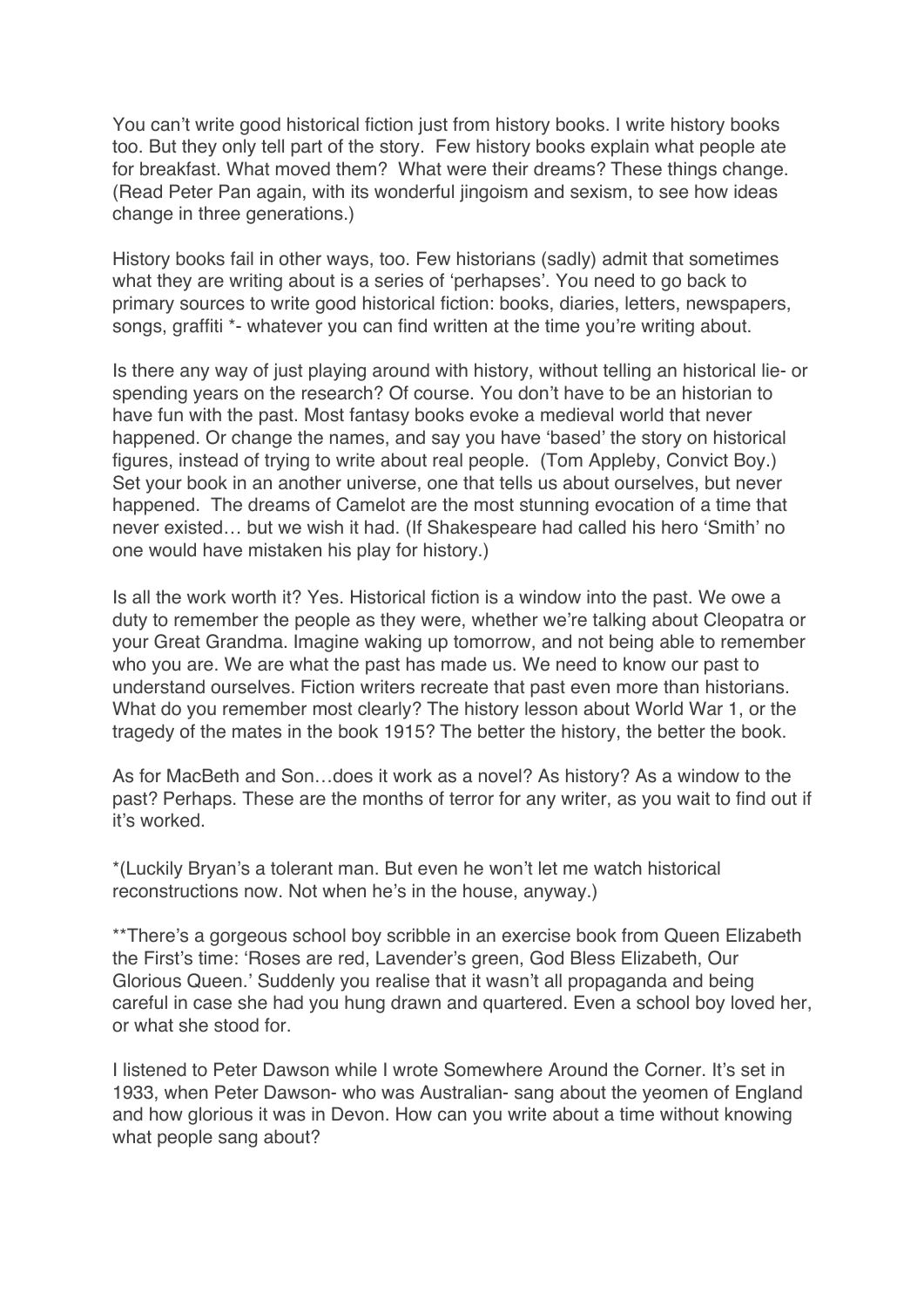You can't write good historical fiction just from history books. I write history books too. But they only tell part of the story. Few history books explain what people ate for breakfast. What moved them? What were their dreams? These things change. (Read Peter Pan again, with its wonderful jingoism and sexism, to see how ideas change in three generations.)

History books fail in other ways, too. Few historians (sadly) admit that sometimes what they are writing about is a series of 'perhapses'. You need to go back to primary sources to write good historical fiction: books, diaries, letters, newspapers, songs, graffiti *- whatever you can find written at the time you're writing about.

Is there any way of just playing around with history, without telling an historical lie- or spending years on the research? Of course. You don't have to be an historian to have fun with the past. Most fantasy books evoke a medieval world that never happened. Or change the names, and say you have 'based' the story on historical figures, instead of trying to write about real people. (Tom Appleby, Convict Boy.) Set your book in an another universe, one that tells us about ourselves, but never happened. The dreams of Camelot are the most stunning evocation of a time that never existed… but we wish it had. (If Shakespeare had called his hero 'Smith' no one would have mistaken his play for history.)

Is all the work worth it? Yes. Historical fiction is a window into the past. We owe a duty to remember the people as they were, whether we're talking about Cleopatra or your Great Grandma. Imagine waking up tomorrow, and not being able to remember who you are. We are what the past has made us. We need to know our past to understand ourselves. Fiction writers recreate that past even more than historians. What do you remember most clearly? The history lesson about World War 1, or the tragedy of the mates in the book 1915? The better the history, the better the book.

As for MacBeth and Son…does it work as a novel? As history? As a window to the past? Perhaps. These are the months of terror for any writer, as you wait to find out if it's worked.

*(Luckily Bryan's a tolerant man. But even he won't let me watch historical reconstructions now. Not when he's in the house, anyway.)

**There's a gorgeous school boy scribble in an exercise book from Queen Elizabeth the First's time: 'Roses are red, Lavender's green, God Bless Elizabeth, Our Glorious Queen.' Suddenly you realise that it wasn't all propaganda and being careful in case she had you hung drawn and quartered. Even a school boy loved her, or what she stood for.

I listened to Peter Dawson while I wrote Somewhere Around the Corner. It's set in 1933, when Peter Dawson- who was Australian- sang about the yeomen of England and how glorious it was in Devon. How can you write about a time without knowing what people sang about?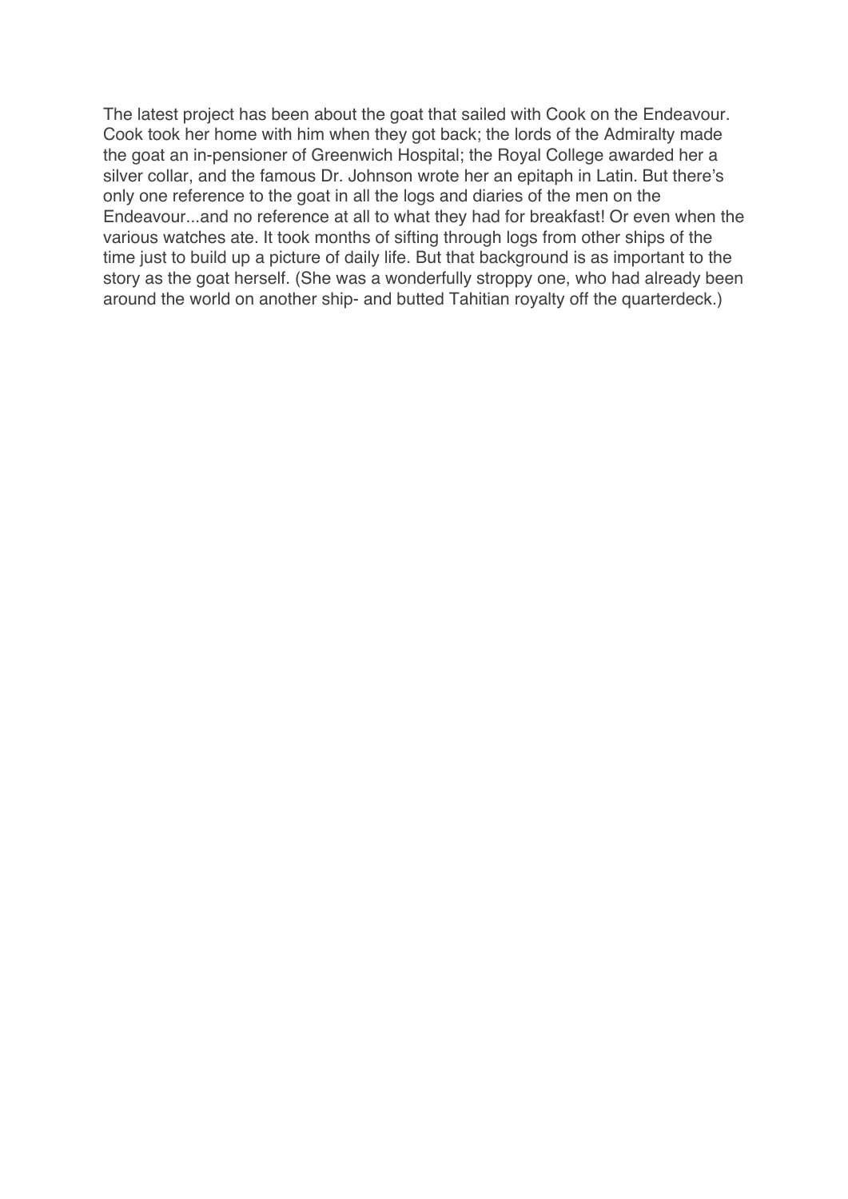The latest project has been about the goat that sailed with Cook on the Endeavour. Cook took her home with him when they got back; the lords of the Admiralty made the goat an in-pensioner of Greenwich Hospital; the Royal College awarded her a silver collar, and the famous Dr. Johnson wrote her an epitaph in Latin. But there's only one reference to the goat in all the logs and diaries of the men on the Endeavour...and no reference at all to what they had for breakfast! Or even when the various watches ate. It took months of sifting through logs from other ships of the time just to build up a picture of daily life. But that background is as important to the story as the goat herself. (She was a wonderfully stroppy one, who had already been around the world on another ship- and butted Tahitian royalty off the quarterdeck.)